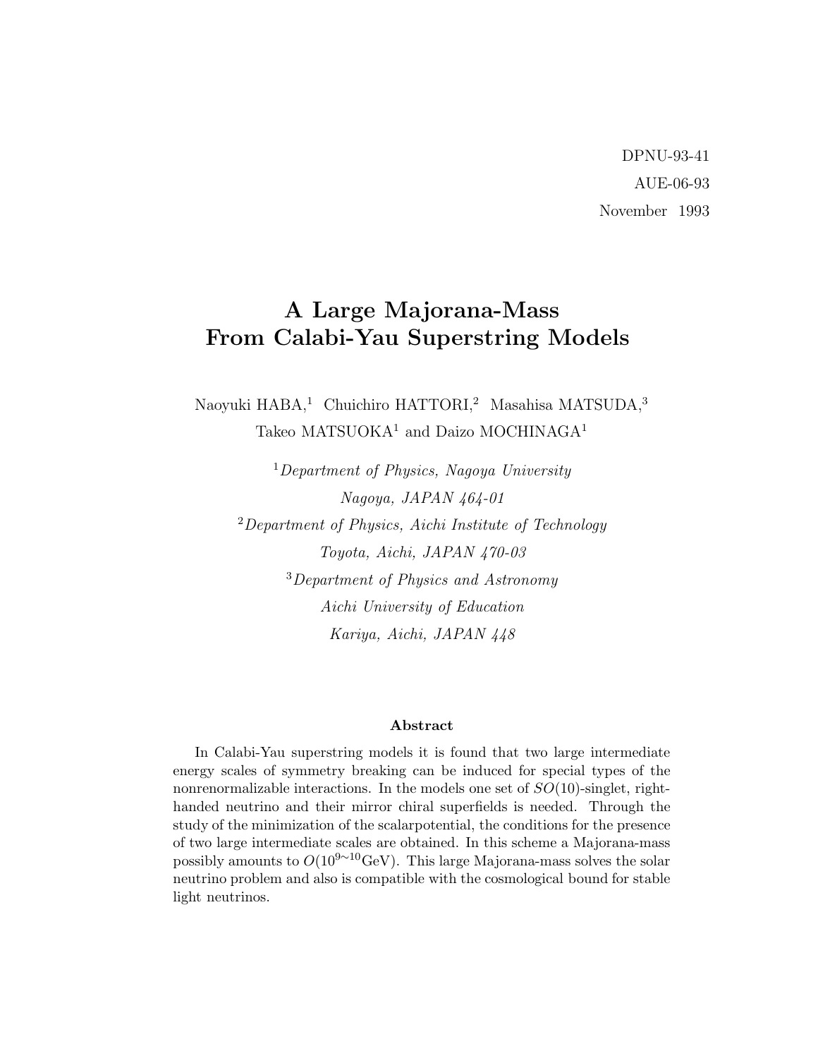DPNU-93-41

AUE-06-93

November 1993

# A Large Majorana-Mass From Calabi-Yau Superstring Models

Naoyuki HABA,[1] Chuichiro HATTORI,[2] Masahisa MATSUDA,[3] Takeo MATSUOKA[1] and Daizo MOCHINAGA[1]

[1] *Department of Physics, Nagoya University*
*Nagoya, JAPAN 464-01*

[2] *Department of Physics, Aichi Institute of Technology*
*Toyota, Aichi, JAPAN 470-03*

[3] *Department of Physics and Astronomy*
*Aichi University of Education*
*Kariya, Aichi, JAPAN 448*

## Abstract

In Calabi-Yau superstring models it is found that two large intermediate energy scales of symmetry breaking can be induced for special types of the nonrenormalizable interactions. In the models one set of $SO(10)$-singlet, right-handed neutrino and their mirror chiral superfields is needed. Through the study of the minimization of the scalarpotential, the conditions for the presence of two large intermediate scales are obtained. In this scheme a Majorana-mass possibly amounts to $O(10^{9\sim 10}\text{GeV})$. This large Majorana-mass solves the solar neutrino problem and also is compatible with the cosmological bound for stable light neutrinos.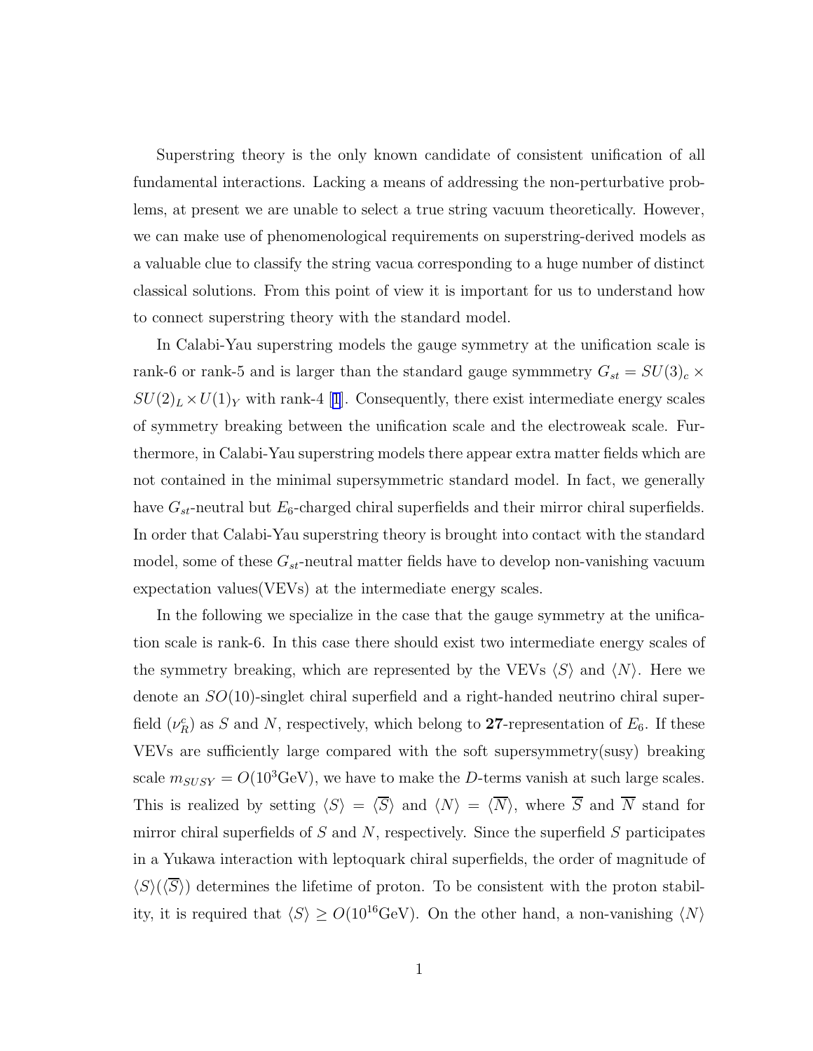Superstring theory is the only known candidate of consistent unification of all fundamental interactions. Lacking a means of addressing the non-perturbative problems, at present we are unable to select a true string vacuum theoretically. However, we can make use of phenomenological requirements on superstring-derived models as a valuable clue to classify the string vacua corresponding to a huge number of distinct classical solutions. From this point of view it is important for us to understand how to connect superstring theory with the standard model.

In Calabi-Yau superstring models the gauge symmetry at the unification scale is rank-6 or rank-5 and is larger than the standard gauge symmmetry $G_{st} = SU(3)_c \times SU(2)_L \times U(1)_Y$ with rank-4 [1]. Consequently, there exist intermediate energy scales of symmetry breaking between the unification scale and the electroweak scale. Furthermore, in Calabi-Yau superstring models there appear extra matter fields which are not contained in the minimal supersymmetric standard model. In fact, we generally have $G_{st}$-neutral but $E_6$-charged chiral superfields and their mirror chiral superfields. In order that Calabi-Yau superstring theory is brought into contact with the standard model, some of these $G_{st}$-neutral matter fields have to develop non-vanishing vacuum expectation values(VEVs) at the intermediate energy scales.

In the following we specialize in the case that the gauge symmetry at the unification scale is rank-6. In this case there should exist two intermediate energy scales of the symmetry breaking, which are represented by the VEVs $\langle S \rangle$ and $\langle N \rangle$. Here we denote an $SO(10)$-singlet chiral superfield and a right-handed neutrino chiral superfield ($\nu_R^c$) as $S$ and $N$, respectively, which belong to **27**-representation of $E_6$. If these VEVs are sufficiently large compared with the soft supersymmetry(susy) breaking scale $m_{SUSY} = O(10^3\text{GeV})$, we have to make the $D$-terms vanish at such large scales. This is realized by setting $\langle S \rangle = \langle \overline{S} \rangle$ and $\langle N \rangle = \langle \overline{N} \rangle$, where $\overline{S}$ and $\overline{N}$ stand for mirror chiral superfields of $S$ and $N$, respectively. Since the superfield $S$ participates in a Yukawa interaction with leptoquark chiral superfields, the order of magnitude of $\langle S \rangle (\langle \overline{S} \rangle)$ determines the lifetime of proton. To be consistent with the proton stability, it is required that $\langle S \rangle \geq O(10^{16}\text{GeV})$. On the other hand, a non-vanishing $\langle N \rangle$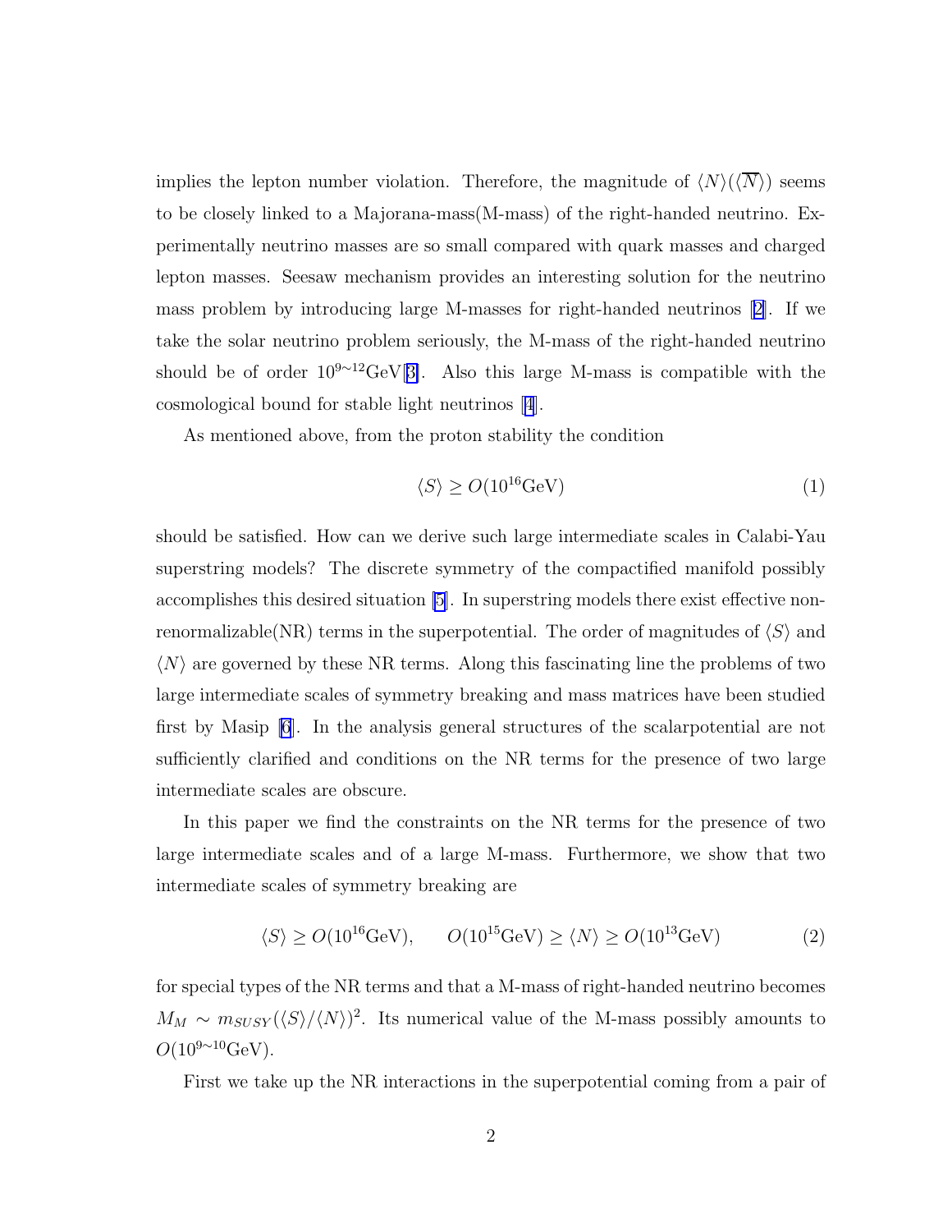implies the lepton number violation. Therefore, the magnitude of $\langle N\rangle(\langle\overline{N}\rangle)$ seems to be closely linked to a Majorana-mass(M-mass) of the right-handed neutrino. Experimentally neutrino masses are so small compared with quark masses and charged lepton masses. Seesaw mechanism provides an interesting solution for the neutrino mass problem by introducing large M-masses for right-handed neutrinos [2]. If we take the solar neutrino problem seriously, the M-mass of the right-handed neutrino should be of order $10^{9\sim 12}$GeV[3]. Also this large M-mass is compatible with the cosmological bound for stable light neutrinos [4].

As mentioned above, from the proton stability the condition

$$\langle S\rangle \geq O(10^{16}\mathrm{GeV}) \tag{1}$$

should be satisfied. How can we derive such large intermediate scales in Calabi-Yau superstring models? The discrete symmetry of the compactified manifold possibly accomplishes this desired situation [5]. In superstring models there exist effective non-renormalizable(NR) terms in the superpotential. The order of magnitudes of $\langle S\rangle$ and $\langle N\rangle$ are governed by these NR terms. Along this fascinating line the problems of two large intermediate scales of symmetry breaking and mass matrices have been studied first by Masip [6]. In the analysis general structures of the scalarpotential are not sufficiently clarified and conditions on the NR terms for the presence of two large intermediate scales are obscure.

In this paper we find the constraints on the NR terms for the presence of two large intermediate scales and of a large M-mass. Furthermore, we show that two intermediate scales of symmetry breaking are

$$\langle S\rangle \geq O(10^{16}\mathrm{GeV}), \qquad O(10^{15}\mathrm{GeV}) \geq \langle N\rangle \geq O(10^{13}\mathrm{GeV}) \tag{2}$$

for special types of the NR terms and that a M-mass of right-handed neutrino becomes $M_M \sim m_{SUSY}(\langle S\rangle/\langle N\rangle)^2$. Its numerical value of the M-mass possibly amounts to $O(10^{9\sim 10}\mathrm{GeV})$.

First we take up the NR interactions in the superpotential coming from a pair of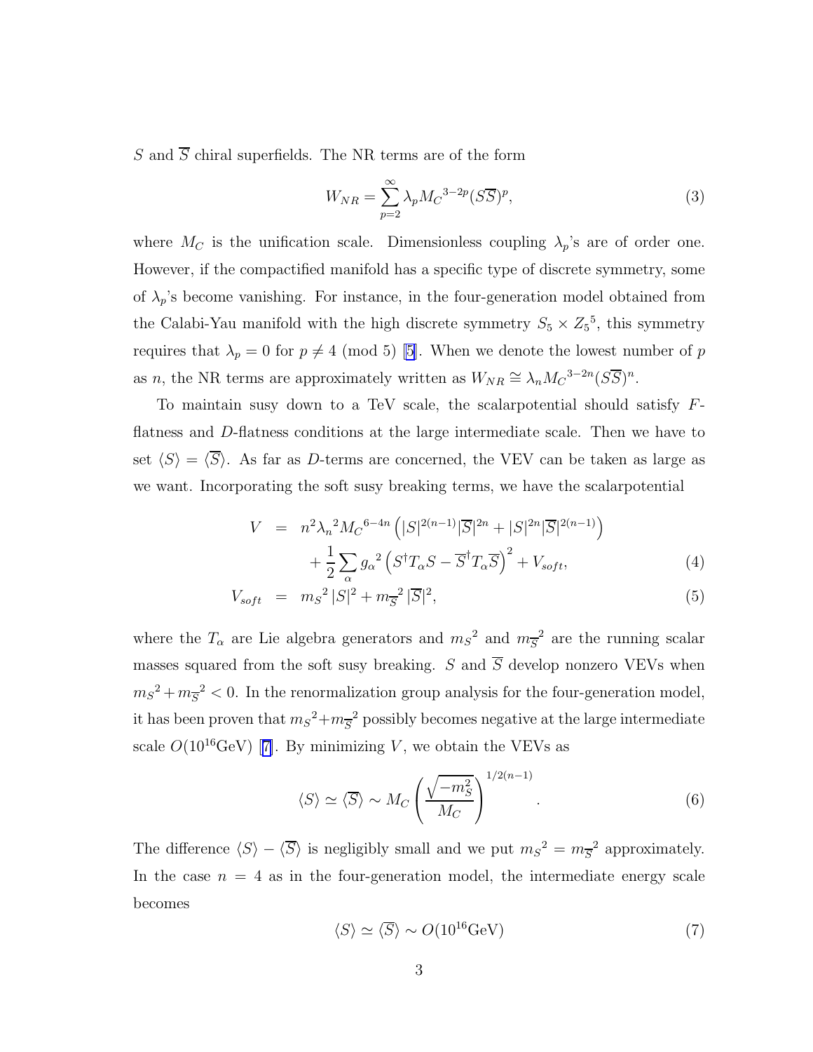$S$ and $\overline{S}$ chiral superfields. The NR terms are of the form

$$W_{NR} = \sum_{p=2}^{\infty} \lambda_p {M_C}^{3-2p} (S\overline{S})^p, \tag{3}$$

where $M_C$ is the unification scale. Dimensionless coupling $\lambda_p$'s are of order one. However, if the compactified manifold has a specific type of discrete symmetry, some of $\lambda_p$'s become vanishing. For instance, in the four-generation model obtained from the Calabi-Yau manifold with the high discrete symmetry $S_5 \times {Z_5}^5$, this symmetry requires that $\lambda_p = 0$ for $p \neq 4$ (mod 5) [5]. When we denote the lowest number of $p$ as $n$, the NR terms are approximately written as $W_{NR} \cong \lambda_n {M_C}^{3-2n} (S\overline{S})^n$.

To maintain susy down to a TeV scale, the scalarpotential should satisfy $F$-flatness and $D$-flatness conditions at the large intermediate scale. Then we have to set $\langle S \rangle = \langle \overline{S} \rangle$. As far as $D$-terms are concerned, the VEV can be taken as large as we want. Incorporating the soft susy breaking terms, we have the scalarpotential

$$\begin{aligned} V &= n^2 {\lambda_n}^2 {M_C}^{6-4n} \left( |S|^{2(n-1)} |\overline{S}|^{2n} + |S|^{2n} |\overline{S}|^{2(n-1)} \right) \\ &\quad + \frac{1}{2} \sum_\alpha {g_\alpha}^2 \left( S^\dagger T_\alpha S - \overline{S}^\dagger T_\alpha \overline{S} \right)^2 + V_{soft}, \end{aligned} \tag{4}$$

$$V_{soft} = {m_S}^2 \, |S|^2 + {m_{\overline{S}}}^2 \, |\overline{S}|^2, \tag{5}$$

where the $T_\alpha$ are Lie algebra generators and ${m_S}^2$ and ${m_{\overline{S}}}^2$ are the running scalar masses squared from the soft susy breaking. $S$ and $\overline{S}$ develop nonzero VEVs when ${m_S}^2 + {m_{\overline{S}}}^2 < 0$. In the renormalization group analysis for the four-generation model, it has been proven that ${m_S}^2 + {m_{\overline{S}}}^2$ possibly becomes negative at the large intermediate scale $O(10^{16}\text{GeV})$ [7]. By minimizing $V$, we obtain the VEVs as

$$\langle S \rangle \simeq \langle \overline{S} \rangle \sim M_C \left( \frac{\sqrt{-m_S^2}}{M_C} \right)^{1/2(n-1)}. \tag{6}$$

The difference $\langle S \rangle - \langle \overline{S} \rangle$ is negligibly small and we put ${m_S}^2 = {m_{\overline{S}}}^2$ approximately. In the case $n = 4$ as in the four-generation model, the intermediate energy scale becomes

$$\langle S \rangle \simeq \langle \overline{S} \rangle \sim O(10^{16}\text{GeV}) \tag{7}$$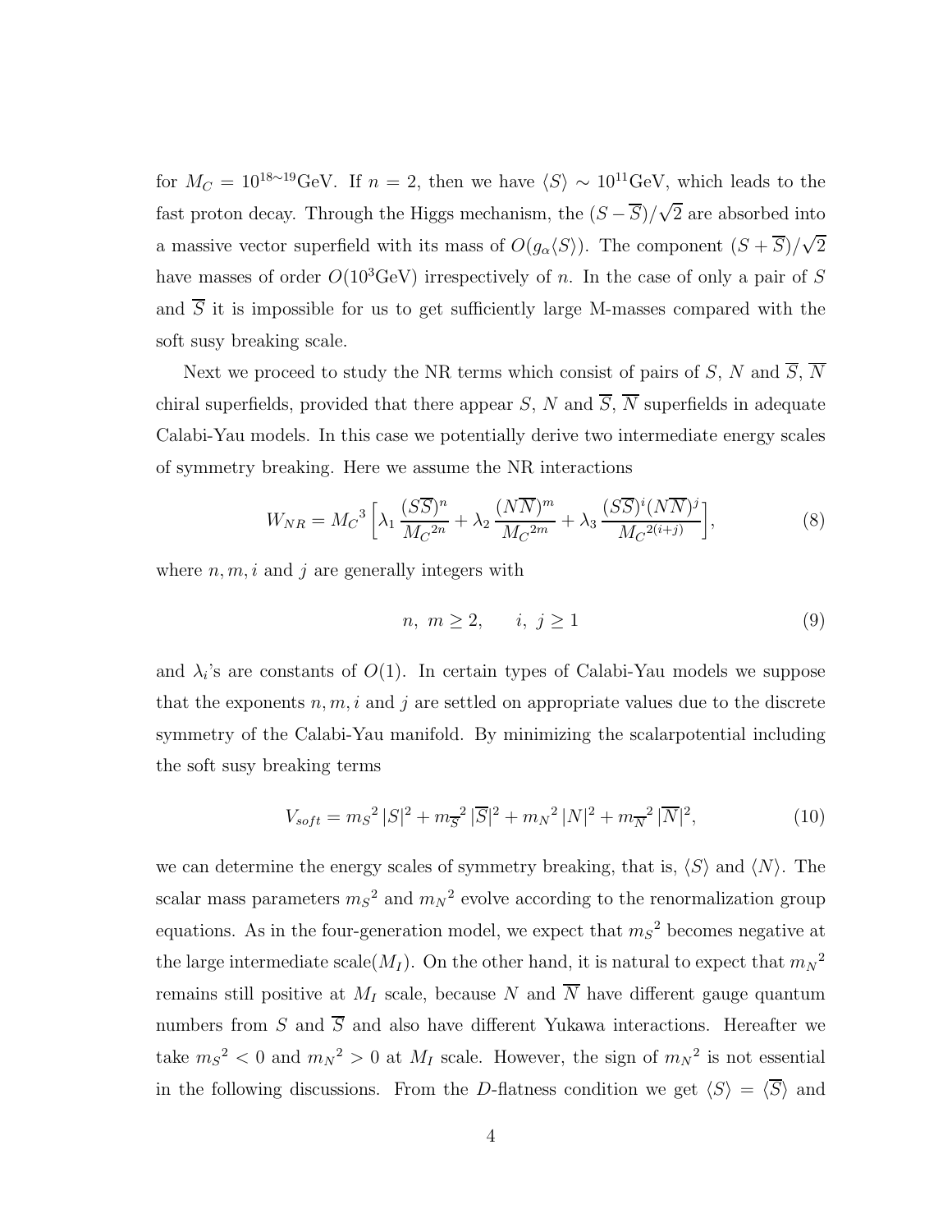for $M_C = 10^{18\sim19}$GeV. If $n = 2$, then we have $\langle S \rangle \sim 10^{11}$GeV, which leads to the fast proton decay. Through the Higgs mechanism, the $(S - \overline{S})/\sqrt{2}$ are absorbed into a massive vector superfield with its mass of $O(g_\alpha \langle S \rangle)$. The component $(S + \overline{S})/\sqrt{2}$ have masses of order $O(10^3\text{GeV})$ irrespectively of $n$. In the case of only a pair of $S$ and $\overline{S}$ it is impossible for us to get sufficiently large M-masses compared with the soft susy breaking scale.

Next we proceed to study the NR terms which consist of pairs of $S$, $N$ and $\overline{S}$, $\overline{N}$ chiral superfields, provided that there appear $S$, $N$ and $\overline{S}$, $\overline{N}$ superfields in adequate Calabi-Yau models. In this case we potentially derive two intermediate energy scales of symmetry breaking. Here we assume the NR interactions

$$W_{NR} = {M_C}^3 \left[ \lambda_1 \frac{(S\overline{S})^n}{{M_C}^{2n}} + \lambda_2 \frac{(N\overline{N})^m}{{M_C}^{2m}} + \lambda_3 \frac{(S\overline{S})^i (N\overline{N})^j}{{M_C}^{2(i+j)}} \right], \tag{8}$$

where $n, m, i$ and $j$ are generally integers with

$$n,\ m \geq 2, \qquad i,\ j \geq 1 \tag{9}$$

and $\lambda_i$'s are constants of $O(1)$. In certain types of Calabi-Yau models we suppose that the exponents $n, m, i$ and $j$ are settled on appropriate values due to the discrete symmetry of the Calabi-Yau manifold. By minimizing the scalarpotential including the soft susy breaking terms

$$V_{soft} = {m_S}^2 \, |S|^2 + {m_{\overline{S}}}^2 \, |\overline{S}|^2 + {m_N}^2 \, |N|^2 + {m_{\overline{N}}}^2 \, |\overline{N}|^2, \tag{10}$$

we can determine the energy scales of symmetry breaking, that is, $\langle S \rangle$ and $\langle N \rangle$. The scalar mass parameters ${m_S}^2$ and ${m_N}^2$ evolve according to the renormalization group equations. As in the four-generation model, we expect that ${m_S}^2$ becomes negative at the large intermediate scale($M_I$). On the other hand, it is natural to expect that ${m_N}^2$ remains still positive at $M_I$ scale, because $N$ and $\overline{N}$ have different gauge quantum numbers from $S$ and $\overline{S}$ and also have different Yukawa interactions. Hereafter we take ${m_S}^2 < 0$ and ${m_N}^2 > 0$ at $M_I$ scale. However, the sign of ${m_N}^2$ is not essential in the following discussions. From the $D$-flatness condition we get $\langle S \rangle = \langle \overline{S} \rangle$ and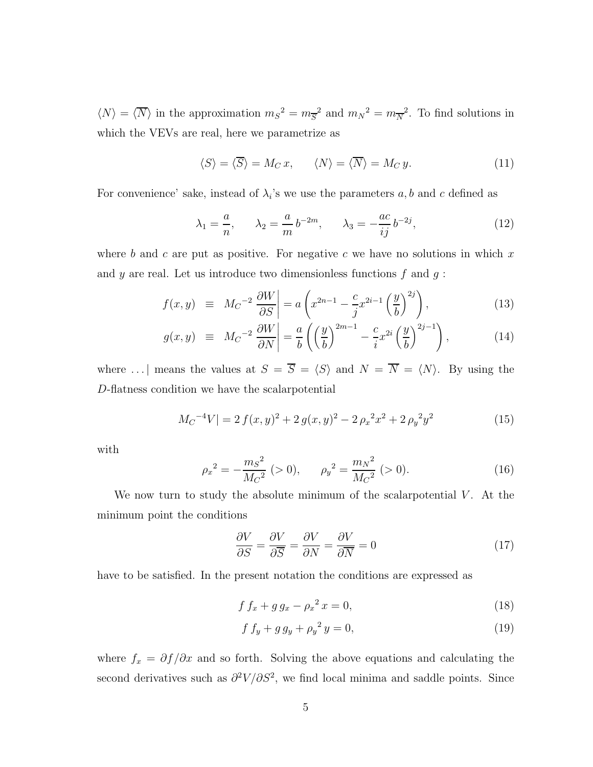$\langle N \rangle = \langle \overline{N} \rangle$ in the approximation ${m_S}^2 = {m_{\overline{S}}}^2$ and ${m_N}^2 = {m_{\overline{N}}}^2$. To find solutions in which the VEVs are real, here we parametrize as

$$\langle S \rangle = \langle \overline{S} \rangle = M_C \, x, \qquad \langle N \rangle = \langle \overline{N} \rangle = M_C \, y. \tag{11}$$

For convenience' sake, instead of $\lambda_i$'s we use the parameters $a, b$ and $c$ defined as

$$\lambda_1 = \frac{a}{n}, \qquad \lambda_2 = \frac{a}{m} \, b^{-2m}, \qquad \lambda_3 = -\frac{ac}{ij} \, b^{-2j}, \tag{12}$$

where $b$ and $c$ are put as positive. For negative $c$ we have no solutions in which $x$ and $y$ are real. Let us introduce two dimensionless functions $f$ and $g$ :

$$f(x,y) \;\; \equiv \;\; {M_C}^{-2} \left. \frac{\partial W}{\partial S} \right| = a \left( x^{2n-1} - \frac{c}{j} x^{2i-1} \left( \frac{y}{b} \right)^{2j} \right), \tag{13}$$

$$g(x,y) \;\; \equiv \;\; {M_C}^{-2} \left. \frac{\partial W}{\partial N} \right| = \frac{a}{b} \left( \left( \frac{y}{b} \right)^{2m-1} - \frac{c}{i} x^{2i} \left( \frac{y}{b} \right)^{2j-1} \right), \tag{14}$$

where $\ldots|$ means the values at $S = \overline{S} = \langle S \rangle$ and $N = \overline{N} = \langle N \rangle$. By using the $D$-flatness condition we have the scalarpotential

$${M_C}^{-4} V| = 2 \, f(x,y)^2 + 2 \, g(x,y)^2 - 2 \, {\rho_x}^2 x^2 + 2 \, {\rho_y}^2 y^2 \tag{15}$$

with

$${\rho_x}^2 = -\frac{{m_S}^2}{{M_C}^2} \; (>0), \qquad {\rho_y}^2 = \frac{{m_N}^2}{{M_C}^2} \; (>0). \tag{16}$$

We now turn to study the absolute minimum of the scalarpotential $V$. At the minimum point the conditions

$$\frac{\partial V}{\partial S} = \frac{\partial V}{\partial \overline{S}} = \frac{\partial V}{\partial N} = \frac{\partial V}{\partial \overline{N}} = 0 \tag{17}$$

have to be satisfied. In the present notation the conditions are expressed as

$$f \, f_x + g \, g_x - {\rho_x}^2 \, x = 0, \tag{18}$$

$$f \, f_y + g \, g_y + {\rho_y}^2 \, y = 0, \tag{19}$$

where $f_x = \partial f / \partial x$ and so forth. Solving the above equations and calculating the second derivatives such as $\partial^2 V / \partial S^2$, we find local minima and saddle points. Since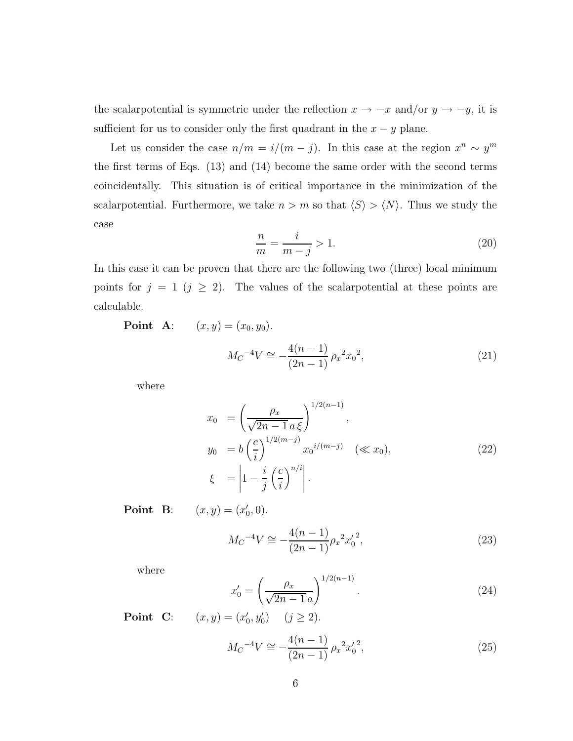the scalarpotential is symmetric under the reflection $x \to -x$ and/or $y \to -y$, it is sufficient for us to consider only the first quadrant in the $x-y$ plane.

Let us consider the case $n/m = i/(m-j)$. In this case at the region $x^n \sim y^m$ the first terms of Eqs. (13) and (14) become the same order with the second terms coincidentally. This situation is of critical importance in the minimization of the scalarpotential. Furthermore, we take $n > m$ so that $\langle S \rangle > \langle N \rangle$. Thus we study the case

$$\frac{n}{m} = \frac{i}{m-j} > 1. \tag{20}$$

In this case it can be proven that there are the following two (three) local minimum points for $j = 1$ ($j \geq 2$). The values of the scalarpotential at these points are calculable.

**Point A**: $(x, y) = (x_0, y_0)$.

$$M_C{}^{-4} V \cong -\frac{4(n-1)}{(2n-1)} \rho_x{}^2 x_0{}^2, \tag{21}$$

where

$$\begin{aligned} x_0 &= \left( \frac{\rho_x}{\sqrt{2n-1}\, a\, \xi} \right)^{1/2(n-1)}, \\ y_0 &= b \left( \frac{c}{i} \right)^{1/2(m-j)} x_0{}^{i/(m-j)} \quad (\ll x_0), \\ \xi &= \left| 1 - \frac{i}{j} \left( \frac{c}{i} \right)^{n/i} \right|. \end{aligned} \tag{22}$$

**Point B**: $(x, y) = (x'_0, 0)$.

$$M_C{}^{-4} V \cong -\frac{4(n-1)}{(2n-1)} \rho_x{}^2 {x'_0}^2, \tag{23}$$

where

$$x'_0 = \left( \frac{\rho_x}{\sqrt{2n-1}\, a} \right)^{1/2(n-1)}. \tag{24}$$

**Point C**: $(x, y) = (x'_0, y'_0)$ $\quad (j \geq 2)$.

$$M_C{}^{-4} V \cong -\frac{4(n-1)}{(2n-1)} \rho_x{}^2 {x'_0}^2, \tag{25}$$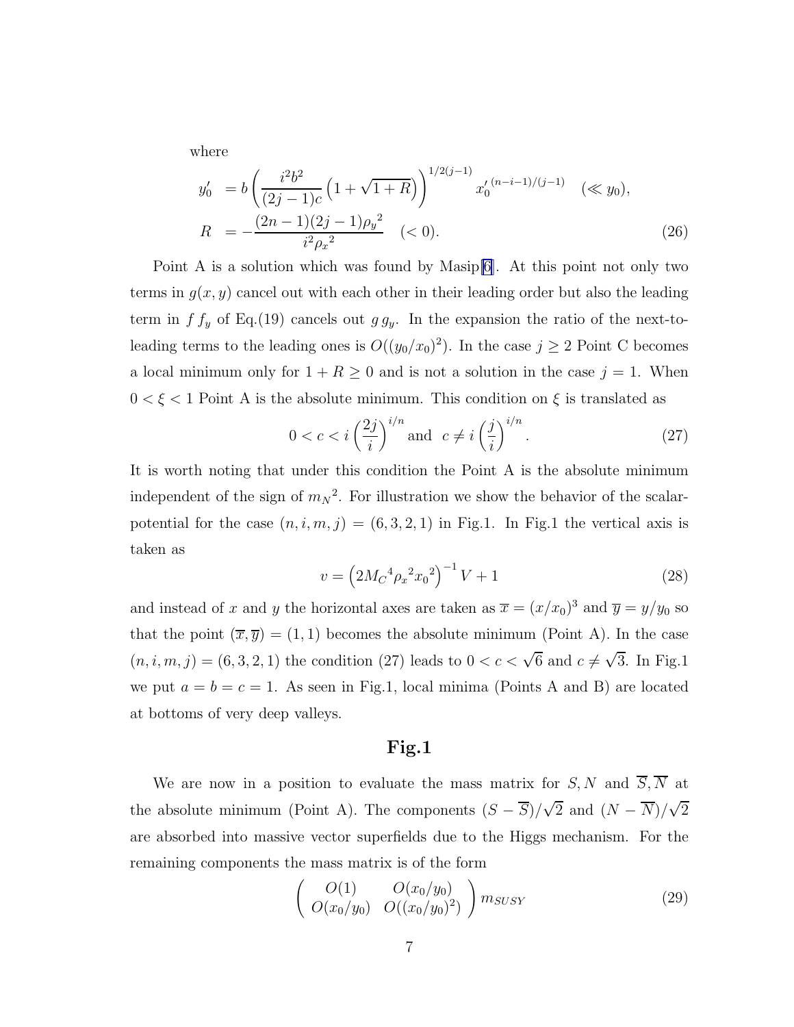where

$$
\begin{aligned}
y_0' &= b\left(\frac{i^2 b^2}{(2j-1)c}\left(1+\sqrt{1+R}\right)\right)^{1/2(j-1)} {x_0'}^{(n-i-1)/(j-1)} \quad (\ll y_0), \\
R &= -\frac{(2n-1)(2j-1){\rho_y}^2}{i^2 {\rho_x}^2} \quad (<0).
\end{aligned} \tag{26}
$$

Point A is a solution which was found by Masip[6]. At this point not only two terms in $g(x,y)$ cancel out with each other in their leading order but also the leading term in $f\,f_y$ of Eq.(19) cancels out $g\,g_y$. In the expansion the ratio of the next-to-leading terms to the leading ones is $O((y_0/x_0)^2)$. In the case $j \geq 2$ Point C becomes a local minimum only for $1+R \geq 0$ and is not a solution in the case $j=1$. When $0 < \xi < 1$ Point A is the absolute minimum. This condition on $\xi$ is translated as

$$
0 < c < i\left(\frac{2j}{i}\right)^{i/n} \text{ and } \; c \neq i\left(\frac{j}{i}\right)^{i/n}. \tag{27}
$$

It is worth noting that under this condition the Point A is the absolute minimum independent of the sign of ${m_N}^2$. For illustration we show the behavior of the scalar-potential for the case $(n,i,m,j) = (6,3,2,1)$ in Fig.1. In Fig.1 the vertical axis is taken as

$$
v = \left(2{M_C}^4{\rho_x}^2{x_0}^2\right)^{-1} V + 1 \tag{28}
$$

and instead of $x$ and $y$ the horizontal axes are taken as $\overline{x} = (x/x_0)^3$ and $\overline{y} = y/y_0$ so that the point $(\overline{x}, \overline{y}) = (1,1)$ becomes the absolute minimum (Point A). In the case $(n,i,m,j) = (6,3,2,1)$ the condition (27) leads to $0 < c < \sqrt{6}$ and $c \neq \sqrt{3}$. In Fig.1 we put $a = b = c = 1$. As seen in Fig.1, local minima (Points A and B) are located at bottoms of very deep valleys.

**Fig.1**

We are now in a position to evaluate the mass matrix for $S, N$ and $\overline{S}, \overline{N}$ at the absolute minimum (Point A). The components $(S - \overline{S})/\sqrt{2}$ and $(N - \overline{N})/\sqrt{2}$ are absorbed into massive vector superfields due to the Higgs mechanism. For the remaining components the mass matrix is of the form

$$
\begin{pmatrix} O(1) & O(x_0/y_0) \\ O(x_0/y_0) & O((x_0/y_0)^2) \end{pmatrix} m_{SUSY} \tag{29}
$$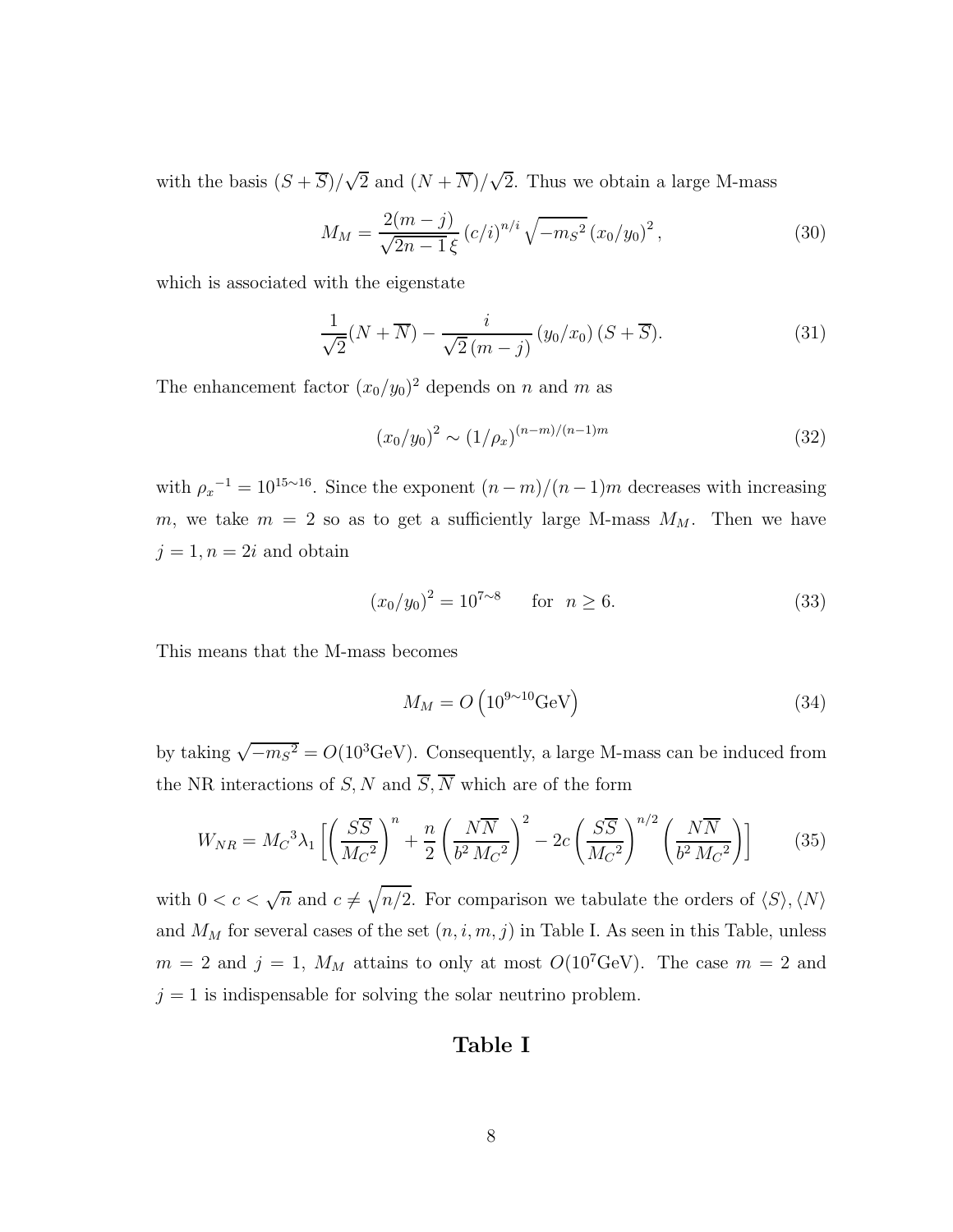with the basis $(S+\overline{S})/\sqrt{2}$ and $(N+\overline{N})/\sqrt{2}$. Thus we obtain a large M-mass

$$M_M = \frac{2(m-j)}{\sqrt{2n-1}\,\xi}\,(c/i)^{n/i}\,\sqrt{-m_S{}^2}\,(x_0/y_0)^2\,, \tag{30}$$

which is associated with the eigenstate

$$\frac{1}{\sqrt{2}}(N+\overline{N}) - \frac{i}{\sqrt{2}\,(m-j)}\,(y_0/x_0)\,(S+\overline{S}). \tag{31}$$

The enhancement factor $(x_0/y_0)^2$ depends on $n$ and $m$ as

$$(x_0/y_0)^2 \sim (1/\rho_x)^{(n-m)/(n-1)m} \tag{32}$$

with ${\rho_x}^{-1} = 10^{15\sim16}$. Since the exponent $(n-m)/(n-1)m$ decreases with increasing $m$, we take $m=2$ so as to get a sufficiently large M-mass $M_M$. Then we have $j=1, n=2i$ and obtain

$$(x_0/y_0)^2 = 10^{7\sim8} \qquad \text{for} \quad n \geq 6. \tag{33}$$

This means that the M-mass becomes

$$M_M = O\left(10^{9\sim10}\text{GeV}\right) \tag{34}$$

by taking $\sqrt{-m_S{}^2} = O(10^3\text{GeV})$. Consequently, a large M-mass can be induced from the NR interactions of $S, N$ and $\overline{S}, \overline{N}$ which are of the form

$$W_{NR} = {M_C}^3\lambda_1\left[\left(\frac{S\overline{S}}{{M_C}^2}\right)^n + \frac{n}{2}\left(\frac{N\overline{N}}{b^2\,{M_C}^2}\right)^2 - 2c\left(\frac{S\overline{S}}{{M_C}^2}\right)^{n/2}\left(\frac{N\overline{N}}{b^2\,{M_C}^2}\right)\right] \tag{35}$$

with $0 < c < \sqrt{n}$ and $c \neq \sqrt{n/2}$. For comparison we tabulate the orders of $\langle S\rangle, \langle N\rangle$ and $M_M$ for several cases of the set $(n,i,m,j)$ in Table I. As seen in this Table, unless $m=2$ and $j=1$, $M_M$ attains to only at most $O(10^7\text{GeV})$. The case $m=2$ and $j=1$ is indispensable for solving the solar neutrino problem.

## Table I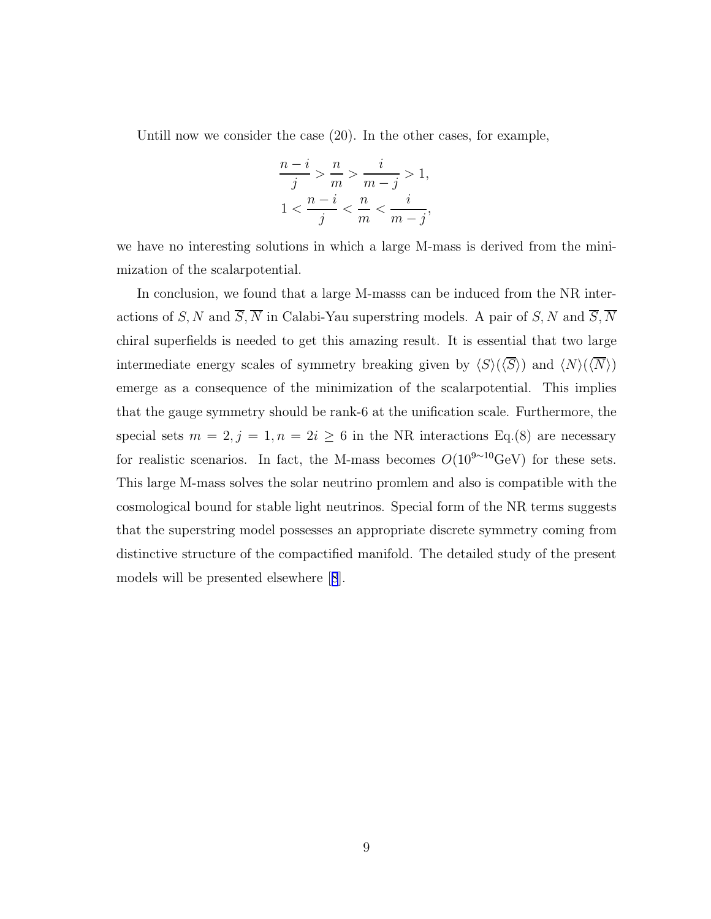Untill now we consider the case (20). In the other cases, for example,

$$\frac{n-i}{j} > \frac{n}{m} > \frac{i}{m-j} > 1,$$
$$1 < \frac{n-i}{j} < \frac{n}{m} < \frac{i}{m-j},$$

we have no interesting solutions in which a large M-mass is derived from the minimization of the scalarpotential.

In conclusion, we found that a large M-masss can be induced from the NR interactions of $S, N$ and $\overline{S}, \overline{N}$ in Calabi-Yau superstring models. A pair of $S, N$ and $\overline{S}, \overline{N}$ chiral superfields is needed to get this amazing result. It is essential that two large intermediate energy scales of symmetry breaking given by $\langle S \rangle (\langle \overline{S} \rangle)$ and $\langle N \rangle (\langle \overline{N} \rangle)$ emerge as a consequence of the minimization of the scalarpotential. This implies that the gauge symmetry should be rank-6 at the unification scale. Furthermore, the special sets $m = 2, j = 1, n = 2i \geq 6$ in the NR interactions Eq.(8) are necessary for realistic scenarios. In fact, the M-mass becomes $O(10^{9 \sim 10}\mathrm{GeV})$ for these sets. This large M-mass solves the solar neutrino promlem and also is compatible with the cosmological bound for stable light neutrinos. Special form of the NR terms suggests that the superstring model possesses an appropriate discrete symmetry coming from distinctive structure of the compactified manifold. The detailed study of the present models will be presented elsewhere [8].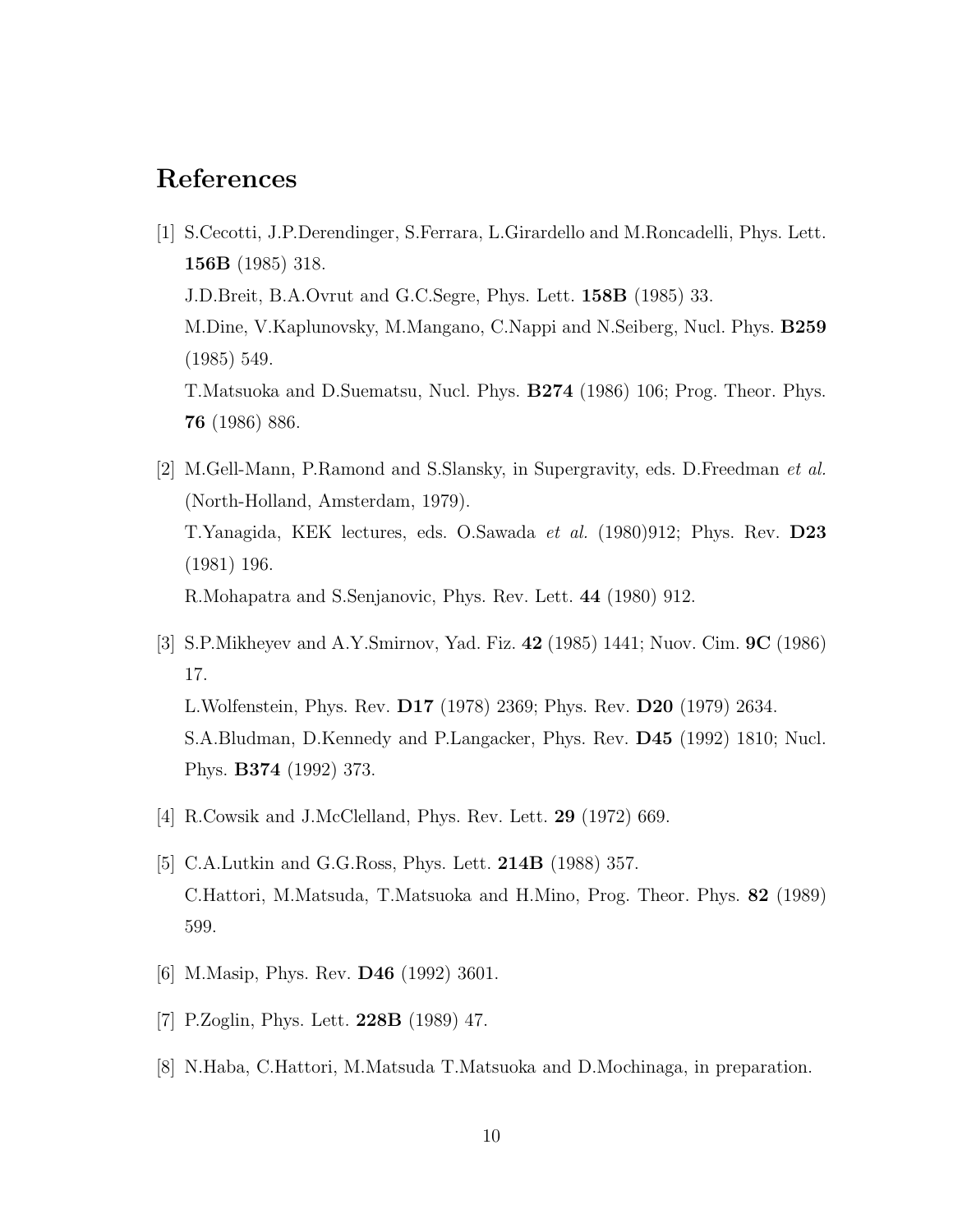# References

[1] S.Cecotti, J.P.Derendinger, S.Ferrara, L.Girardello and M.Roncadelli, Phys. Lett. **156B** (1985) 318.
J.D.Breit, B.A.Ovrut and G.C.Segre, Phys. Lett. **158B** (1985) 33.
M.Dine, V.Kaplunovsky, M.Mangano, C.Nappi and N.Seiberg, Nucl. Phys. **B259** (1985) 549.
T.Matsuoka and D.Suematsu, Nucl. Phys. **B274** (1986) 106; Prog. Theor. Phys. **76** (1986) 886.

[2] M.Gell-Mann, P.Ramond and S.Slansky, in Supergravity, eds. D.Freedman *et al.* (North-Holland, Amsterdam, 1979).
T.Yanagida, KEK lectures, eds. O.Sawada *et al.* (1980)912; Phys. Rev. **D23** (1981) 196.
R.Mohapatra and S.Senjanovic, Phys. Rev. Lett. **44** (1980) 912.

[3] S.P.Mikheyev and A.Y.Smirnov, Yad. Fiz. **42** (1985) 1441; Nuov. Cim. **9C** (1986) 17.
L.Wolfenstein, Phys. Rev. **D17** (1978) 2369; Phys. Rev. **D20** (1979) 2634.
S.A.Bludman, D.Kennedy and P.Langacker, Phys. Rev. **D45** (1992) 1810; Nucl. Phys. **B374** (1992) 373.

[4] R.Cowsik and J.McClelland, Phys. Rev. Lett. **29** (1972) 669.

[5] C.A.Lutkin and G.G.Ross, Phys. Lett. **214B** (1988) 357.
C.Hattori, M.Matsuda, T.Matsuoka and H.Mino, Prog. Theor. Phys. **82** (1989) 599.

[6] M.Masip, Phys. Rev. **D46** (1992) 3601.

[7] P.Zoglin, Phys. Lett. **228B** (1989) 47.

[8] N.Haba, C.Hattori, M.Matsuda T.Matsuoka and D.Mochinaga, in preparation.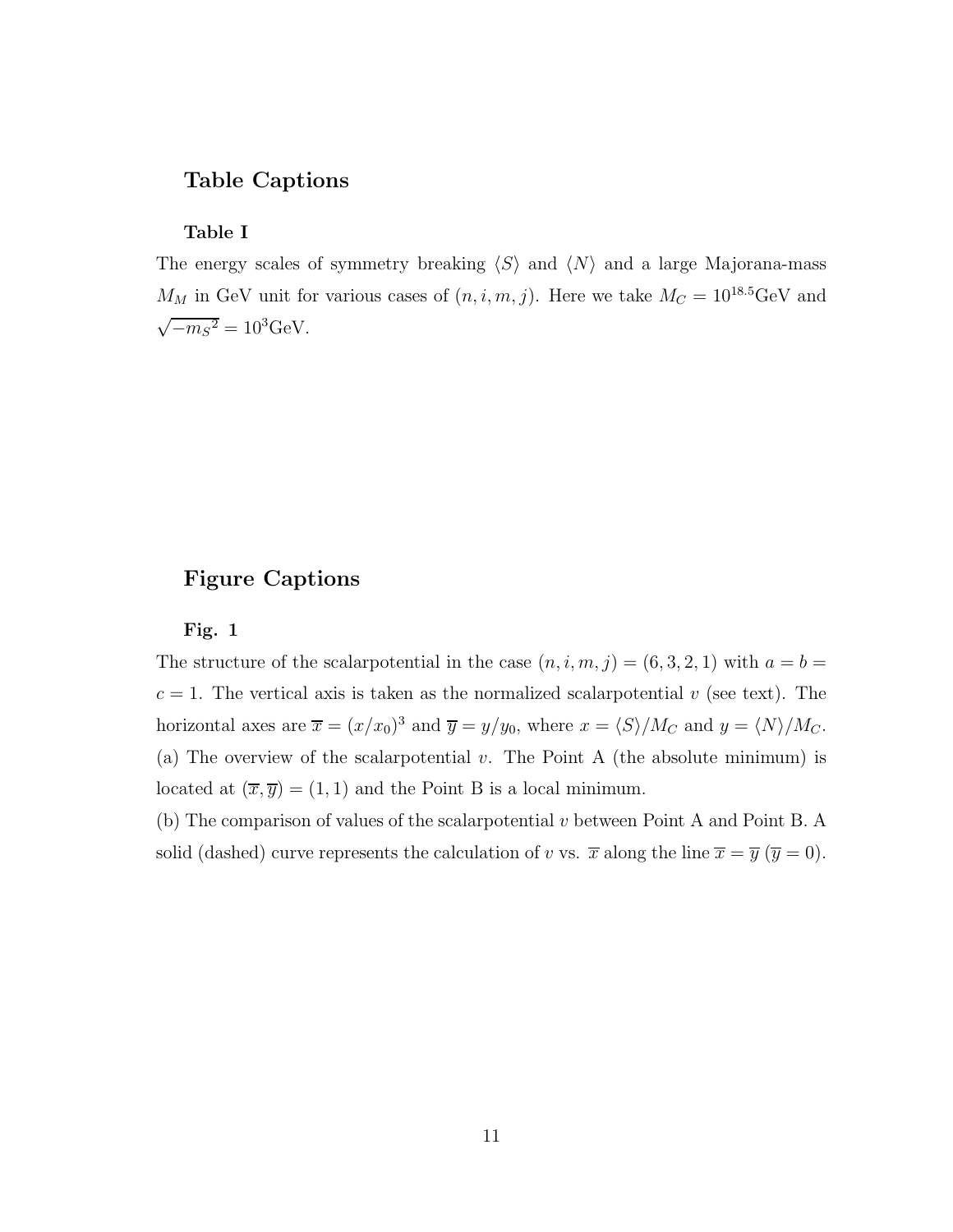## Table Captions

### Table I

The energy scales of symmetry breaking $\langle S \rangle$ and $\langle N \rangle$ and a large Majorana-mass $M_M$ in GeV unit for various cases of $(n, i, m, j)$. Here we take $M_C = 10^{18.5}$GeV and $\sqrt{-m_S{}^2} = 10^3$GeV.

## Figure Captions

### Fig. 1

The structure of the scalarpotential in the case $(n, i, m, j) = (6, 3, 2, 1)$ with $a = b = c = 1$. The vertical axis is taken as the normalized scalarpotential $v$ (see text). The horizontal axes are $\overline{x} = (x/x_0)^3$ and $\overline{y} = y/y_0$, where $x = \langle S \rangle / M_C$ and $y = \langle N \rangle / M_C$.

(a) The overview of the scalarpotential $v$. The Point A (the absolute minimum) is located at $(\overline{x}, \overline{y}) = (1, 1)$ and the Point B is a local minimum.

(b) The comparison of values of the scalarpotential $v$ between Point A and Point B. A solid (dashed) curve represents the calculation of $v$ vs. $\overline{x}$ along the line $\overline{x} = \overline{y}$ ($\overline{y} = 0$).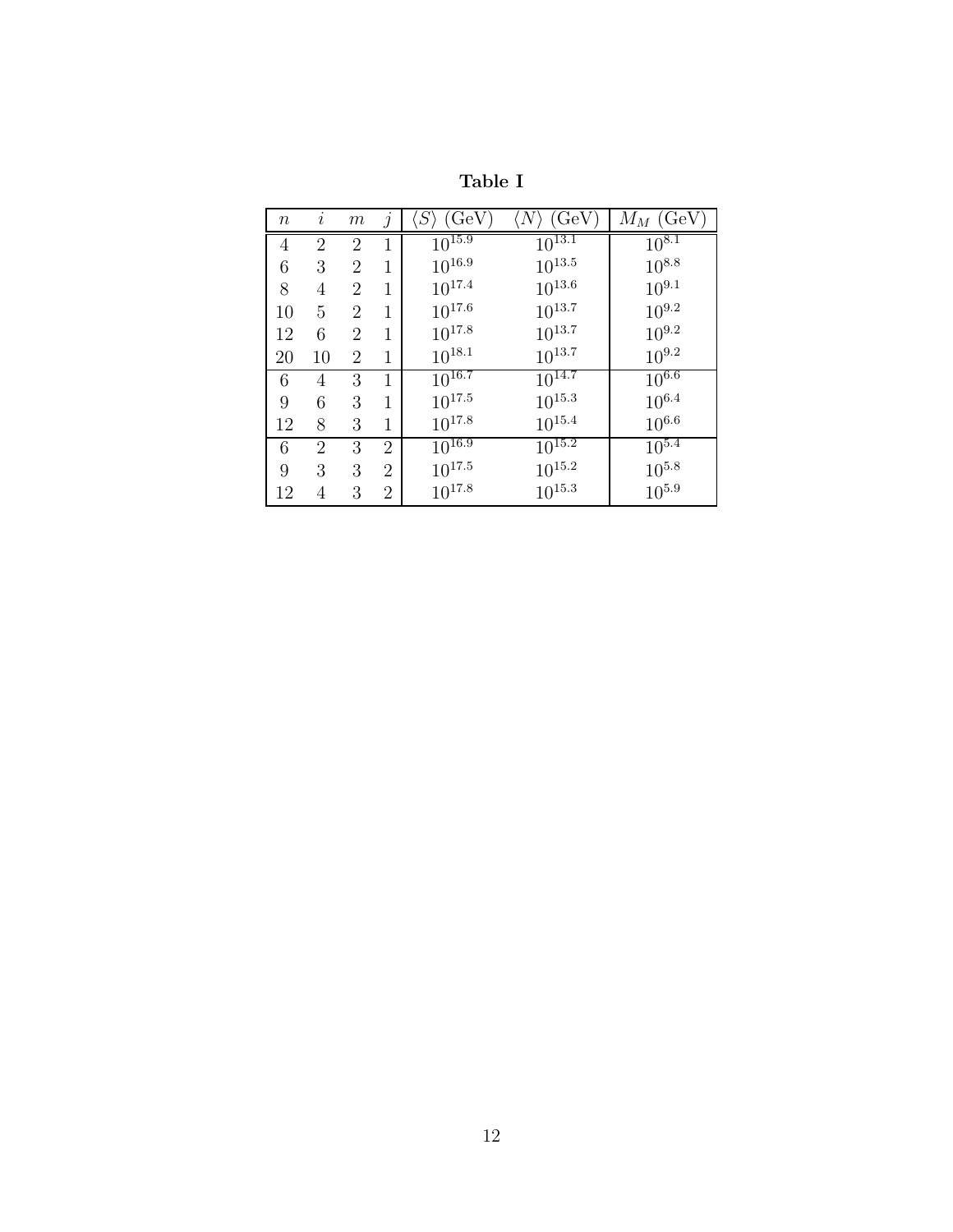**Table I**

| $n$ | $i$ | $m$ | $j$ | $\langle S \rangle$ (GeV) | $\langle N \rangle$ (GeV) | $M_M$ (GeV) |
|---|---|---|---|---|---|---|
| 4 | 2 | 2 | 1 | $10^{15.9}$ | $10^{13.1}$ | $10^{8.1}$ |
| 6 | 3 | 2 | 1 | $10^{16.9}$ | $10^{13.5}$ | $10^{8.8}$ |
| 8 | 4 | 2 | 1 | $10^{17.4}$ | $10^{13.6}$ | $10^{9.1}$ |
| 10 | 5 | 2 | 1 | $10^{17.6}$ | $10^{13.7}$ | $10^{9.2}$ |
| 12 | 6 | 2 | 1 | $10^{17.8}$ | $10^{13.7}$ | $10^{9.2}$ |
| 20 | 10 | 2 | 1 | $10^{18.1}$ | $10^{13.7}$ | $10^{9.2}$ |
| 6 | 4 | 3 | 1 | $10^{16.7}$ | $10^{14.7}$ | $10^{6.6}$ |
| 9 | 6 | 3 | 1 | $10^{17.5}$ | $10^{15.3}$ | $10^{6.4}$ |
| 12 | 8 | 3 | 1 | $10^{17.8}$ | $10^{15.4}$ | $10^{6.6}$ |
| 6 | 2 | 3 | 2 | $10^{16.9}$ | $10^{15.2}$ | $10^{5.4}$ |
| 9 | 3 | 3 | 2 | $10^{17.5}$ | $10^{15.2}$ | $10^{5.8}$ |
| 12 | 4 | 3 | 2 | $10^{17.8}$ | $10^{15.3}$ | $10^{5.9}$ |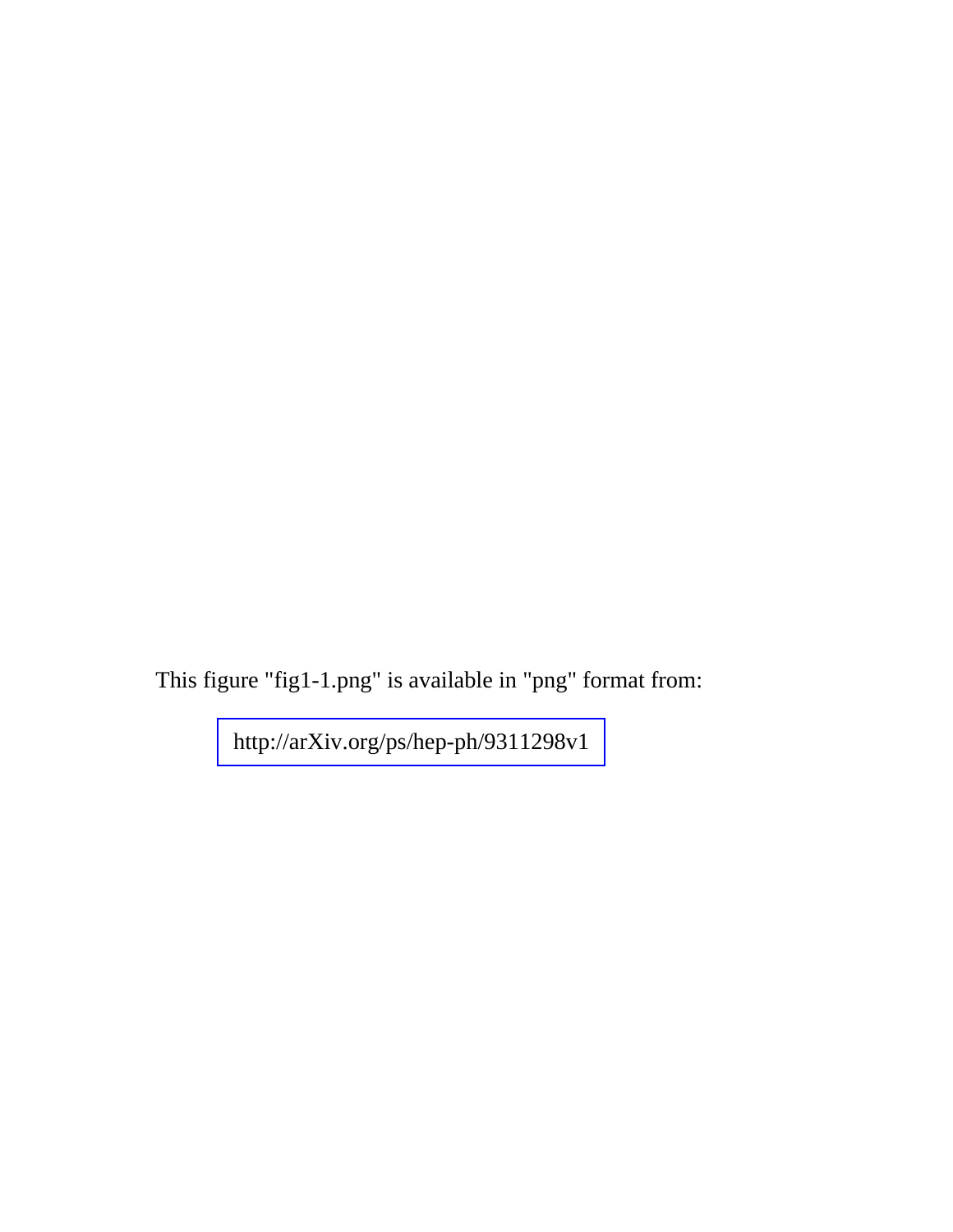This figure "fig1-1.png" is available in "png" format from:

http://arXiv.org/ps/hep-ph/9311298v1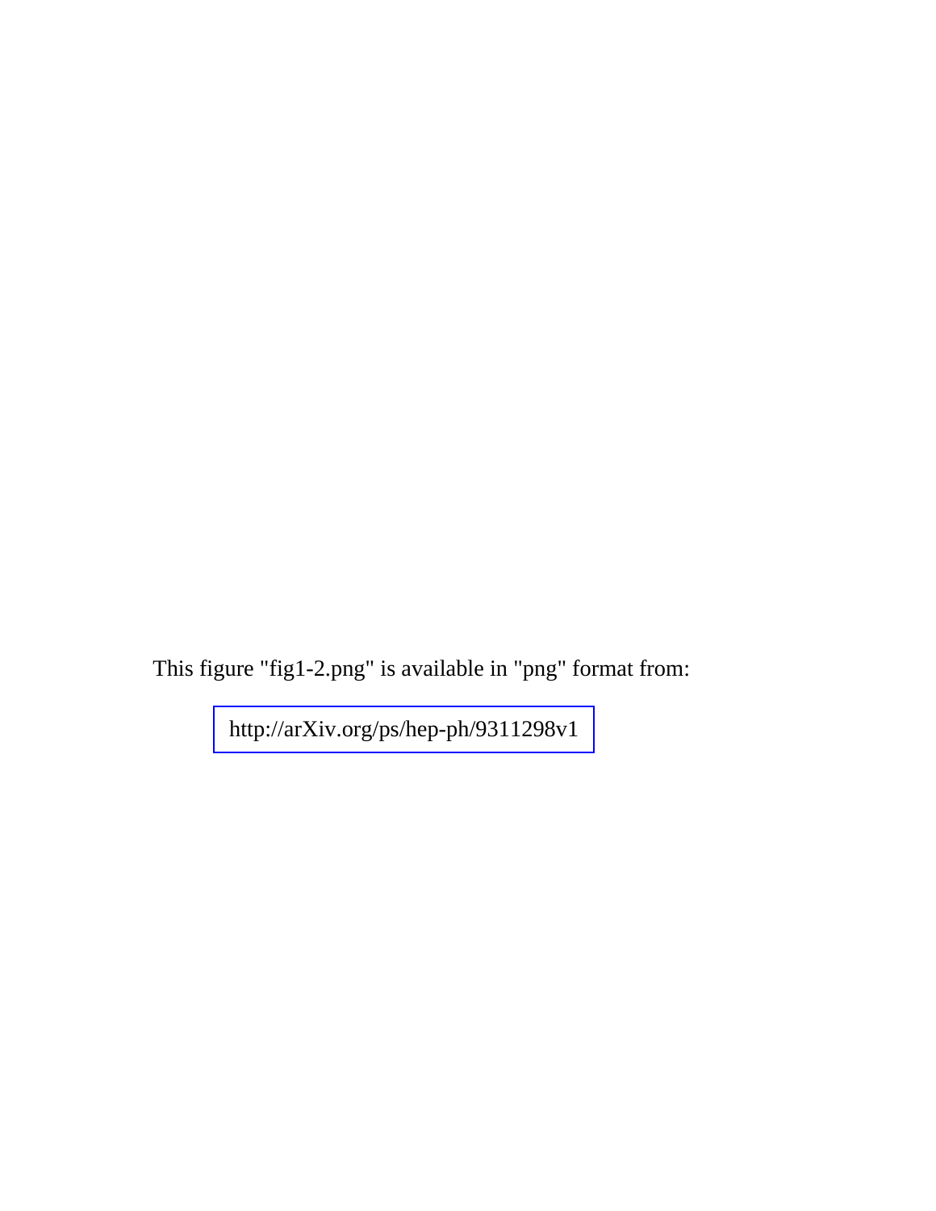This figure "fig1-2.png" is available in "png" format from:

http://arXiv.org/ps/hep-ph/9311298v1